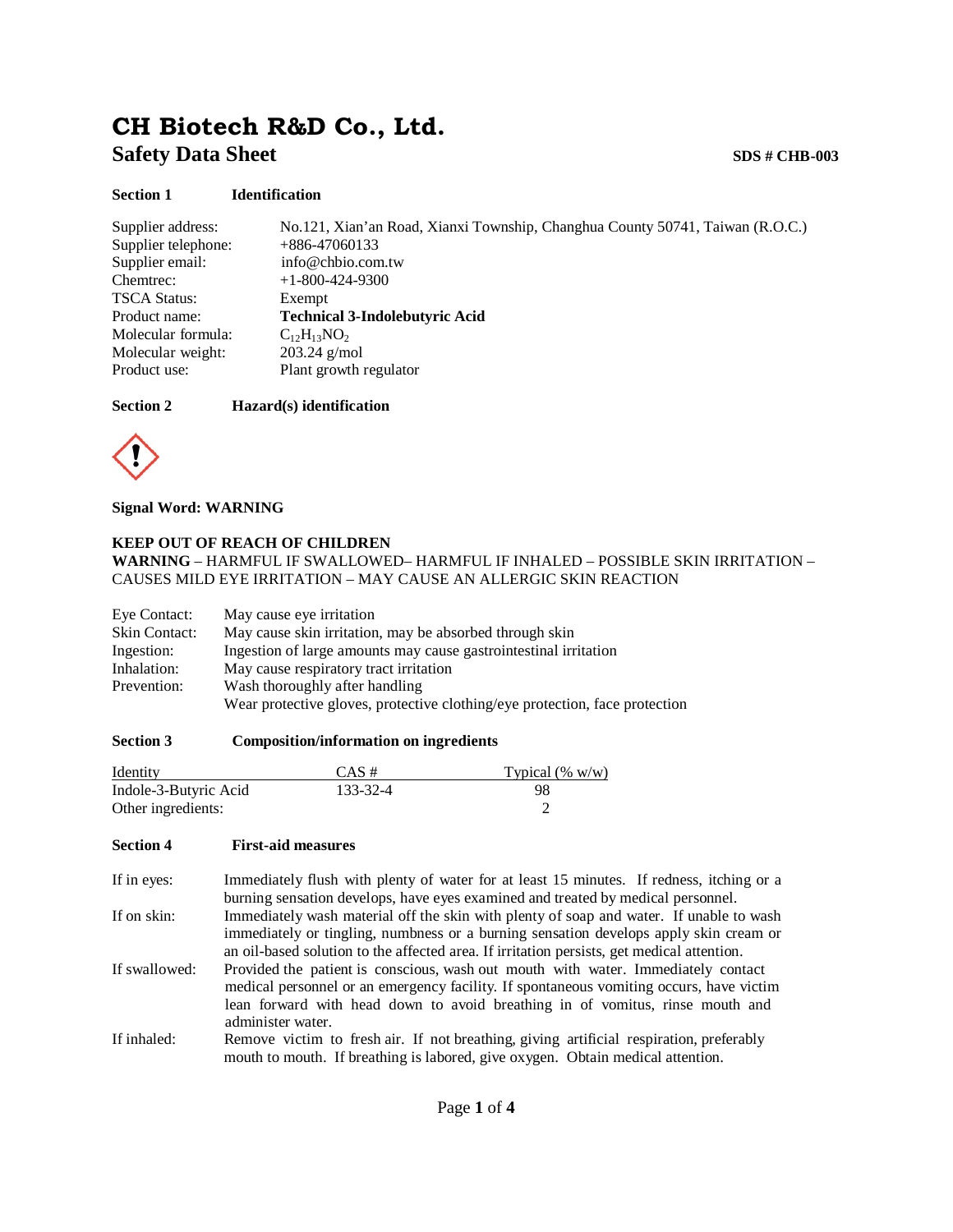# CH Biotech R&D Co., Ltd.

## Safety Data Sheet

**SDS # CHB-003**

### Section 1 Identification

| | |
|---|---|
| Supplier address: | No.121, Xian'an Road, Xianxi Township, Changhua County 50741, Taiwan (R.O.C.) |
| Supplier telephone: | +886-47060133 |
| Supplier email: | info@chbio.com.tw |
| Chemtrec: | +1-800-424-9300 |
| TSCA Status: | Exempt |
| Product name: | **Technical 3-Indolebutyric Acid** |
| Molecular formula: | $C_{12}H_{13}NO_2$ |
| Molecular weight: | 203.24 g/mol |
| Product use: | Plant growth regulator |

### Section 2 Hazard(s) identification

**Signal Word: WARNING**

**KEEP OUT OF REACH OF CHILDREN**

**WARNING** – HARMFUL IF SWALLOWED– HARMFUL IF INHALED – POSSIBLE SKIN IRRITATION – CAUSES MILD EYE IRRITATION – MAY CAUSE AN ALLERGIC SKIN REACTION

| | |
|---|---|
| Eye Contact: | May cause eye irritation |
| Skin Contact: | May cause skin irritation, may be absorbed through skin |
| Ingestion: | Ingestion of large amounts may cause gastrointestinal irritation |
| Inhalation: | May cause respiratory tract irritation |
| Prevention: | Wash thoroughly after handling |
| | Wear protective gloves, protective clothing/eye protection, face protection |

### Section 3 Composition/information on ingredients

| Identity | CAS # | Typical (% w/w) |
|---|---|---|
| Indole-3-Butyric Acid | 133-32-4 | 98 |
| Other ingredients: | | 2 |

### Section 4 First-aid measures

| | |
|---|---|
| If in eyes: | Immediately flush with plenty of water for at least 15 minutes. If redness, itching or a burning sensation develops, have eyes examined and treated by medical personnel. |
| If on skin: | Immediately wash material off the skin with plenty of soap and water. If unable to wash immediately or tingling, numbness or a burning sensation develops apply skin cream or an oil-based solution to the affected area. If irritation persists, get medical attention. |
| If swallowed: | Provided the patient is conscious, wash out mouth with water. Immediately contact medical personnel or an emergency facility. If spontaneous vomiting occurs, have victim lean forward with head down to avoid breathing in of vomitus, rinse mouth and administer water. |
| If inhaled: | Remove victim to fresh air. If not breathing, giving artificial respiration, preferably mouth to mouth. If breathing is labored, give oxygen. Obtain medical attention. |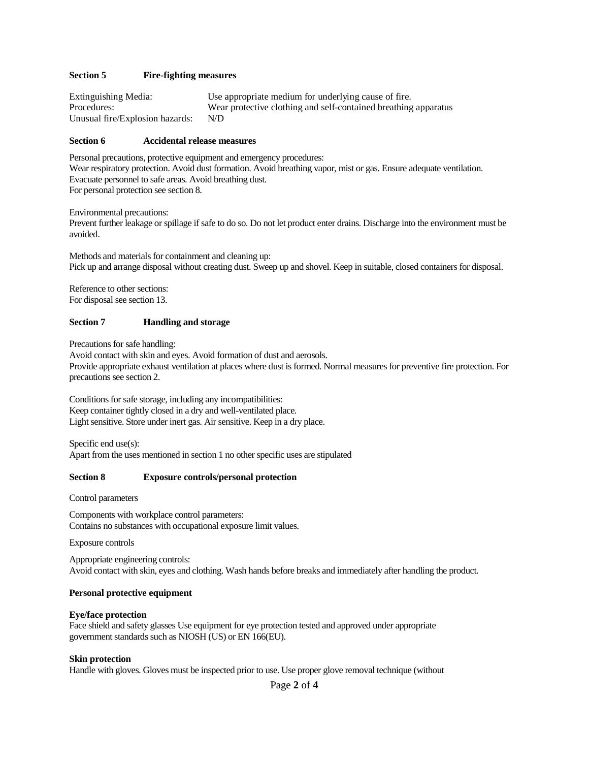## Section 5 Fire-fighting measures

| | |
|---|---|
| Extinguishing Media: | Use appropriate medium for underlying cause of fire. |
| Procedures: | Wear protective clothing and self-contained breathing apparatus |
| Unusual fire/Explosion hazards: | N/D |

## Section 6 Accidental release measures

Personal precautions, protective equipment and emergency procedures:
Wear respiratory protection. Avoid dust formation. Avoid breathing vapor, mist or gas. Ensure adequate ventilation. Evacuate personnel to safe areas. Avoid breathing dust.
For personal protection see section 8.

Environmental precautions:
Prevent further leakage or spillage if safe to do so. Do not let product enter drains. Discharge into the environment must be avoided.

Methods and materials for containment and cleaning up:
Pick up and arrange disposal without creating dust. Sweep up and shovel. Keep in suitable, closed containers for disposal.

Reference to other sections:
For disposal see section 13.

## Section 7 Handling and storage

Precautions for safe handling:
Avoid contact with skin and eyes. Avoid formation of dust and aerosols.
Provide appropriate exhaust ventilation at places where dust is formed. Normal measures for preventive fire protection. For precautions see section 2.

Conditions for safe storage, including any incompatibilities:
Keep container tightly closed in a dry and well-ventilated place.
Light sensitive. Store under inert gas. Air sensitive. Keep in a dry place.

Specific end use(s):
Apart from the uses mentioned in section 1 no other specific uses are stipulated

## Section 8 Exposure controls/personal protection

Control parameters

Components with workplace control parameters:
Contains no substances with occupational exposure limit values.

Exposure controls

Appropriate engineering controls:
Avoid contact with skin, eyes and clothing. Wash hands before breaks and immediately after handling the product.

**Personal protective equipment**

**Eye/face protection**
Face shield and safety glasses Use equipment for eye protection tested and approved under appropriate government standards such as NIOSH (US) or EN 166(EU).

**Skin protection**
Handle with gloves. Gloves must be inspected prior to use. Use proper glove removal technique (without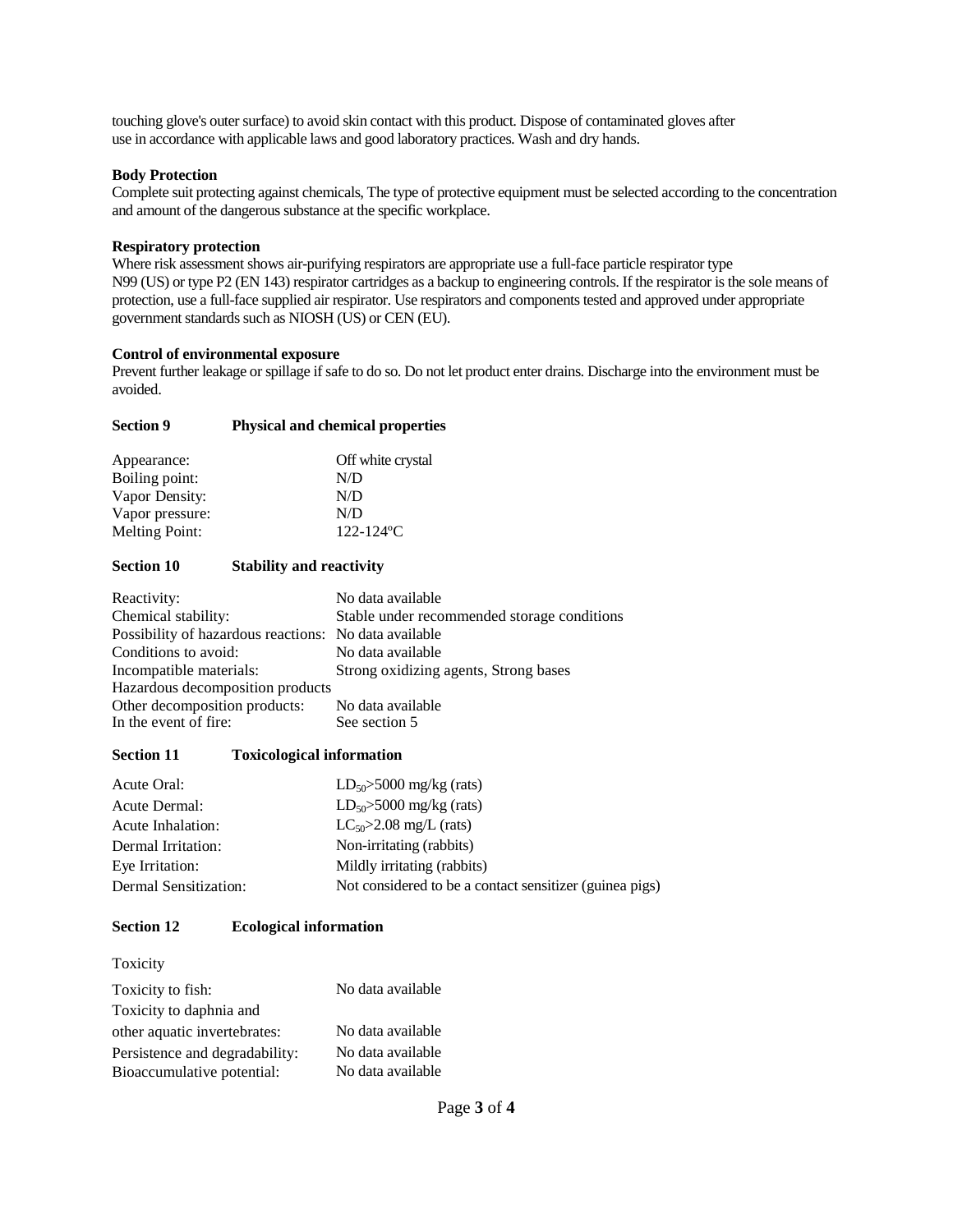touching glove's outer surface) to avoid skin contact with this product. Dispose of contaminated gloves after use in accordance with applicable laws and good laboratory practices. Wash and dry hands.

**Body Protection**

Complete suit protecting against chemicals, The type of protective equipment must be selected according to the concentration and amount of the dangerous substance at the specific workplace.

**Respiratory protection**

Where risk assessment shows air-purifying respirators are appropriate use a full-face particle respirator type N99 (US) or type P2 (EN 143) respirator cartridges as a backup to engineering controls. If the respirator is the sole means of protection, use a full-face supplied air respirator. Use respirators and components tested and approved under appropriate government standards such as NIOSH (US) or CEN (EU).

**Control of environmental exposure**

Prevent further leakage or spillage if safe to do so. Do not let product enter drains. Discharge into the environment must be avoided.

## Section 9 Physical and chemical properties

| | |
|---|---|
| Appearance: | Off white crystal |
| Boiling point: | N/D |
| Vapor Density: | N/D |
| Vapor pressure: | N/D |
| Melting Point: | 122-124ºC |

## Section 10 Stability and reactivity

| | |
|---|---|
| Reactivity: | No data available |
| Chemical stability: | Stable under recommended storage conditions |
| Possibility of hazardous reactions: | No data available |
| Conditions to avoid: | No data available |
| Incompatible materials: | Strong oxidizing agents, Strong bases |
| Hazardous decomposition products | |
| Other decomposition products: | No data available |
| In the event of fire: | See section 5 |

## Section 11 Toxicological information

| | |
|---|---|
| Acute Oral: | $LD_{50}$>5000 mg/kg (rats) |
| Acute Dermal: | $LD_{50}$>5000 mg/kg (rats) |
| Acute Inhalation: | $LC_{50}$>2.08 mg/L (rats) |
| Dermal Irritation: | Non-irritating (rabbits) |
| Eye Irritation: | Mildly irritating (rabbits) |
| Dermal Sensitization: | Not considered to be a contact sensitizer (guinea pigs) |

## Section 12 Ecological information

Toxicity

| | |
|---|---|
| Toxicity to fish: | No data available |
| Toxicity to daphnia and other aquatic invertebrates: | No data available |
| Persistence and degradability: | No data available |
| Bioaccumulative potential: | No data available |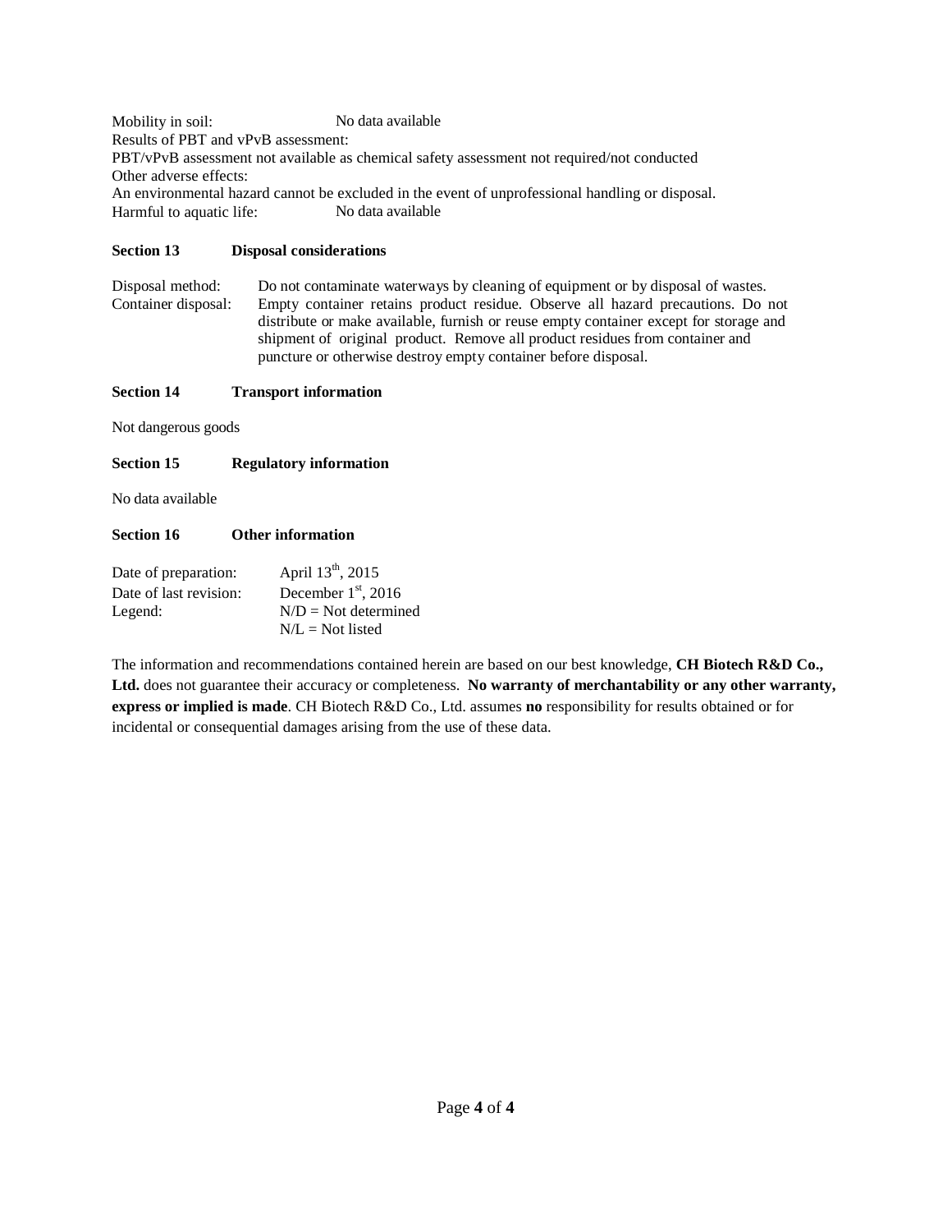Mobility in soil: No data available

Results of PBT and vPvB assessment:

PBT/vPvB assessment not available as chemical safety assessment not required/not conducted

Other adverse effects:

An environmental hazard cannot be excluded in the event of unprofessional handling or disposal.

Harmful to aquatic life: No data available

## Section 13 Disposal considerations

| | |
|---|---|
| Disposal method: | Do not contaminate waterways by cleaning of equipment or by disposal of wastes. |
| Container disposal: | Empty container retains product residue. Observe all hazard precautions. Do not distribute or make available, furnish or reuse empty container except for storage and shipment of original product. Remove all product residues from container and puncture or otherwise destroy empty container before disposal. |

## Section 14 Transport information

Not dangerous goods

## Section 15 Regulatory information

No data available

## Section 16 Other information

| | |
|---|---|
| Date of preparation: | April 13th, 2015 |
| Date of last revision: | December 1st, 2016 |
| Legend: | N/D = Not determined |
| | N/L = Not listed |

The information and recommendations contained herein are based on our best knowledge, **CH Biotech R&D Co., Ltd.** does not guarantee their accuracy or completeness. **No warranty of merchantability or any other warranty, express or implied is made**. CH Biotech R&D Co., Ltd. assumes **no** responsibility for results obtained or for incidental or consequential damages arising from the use of these data.